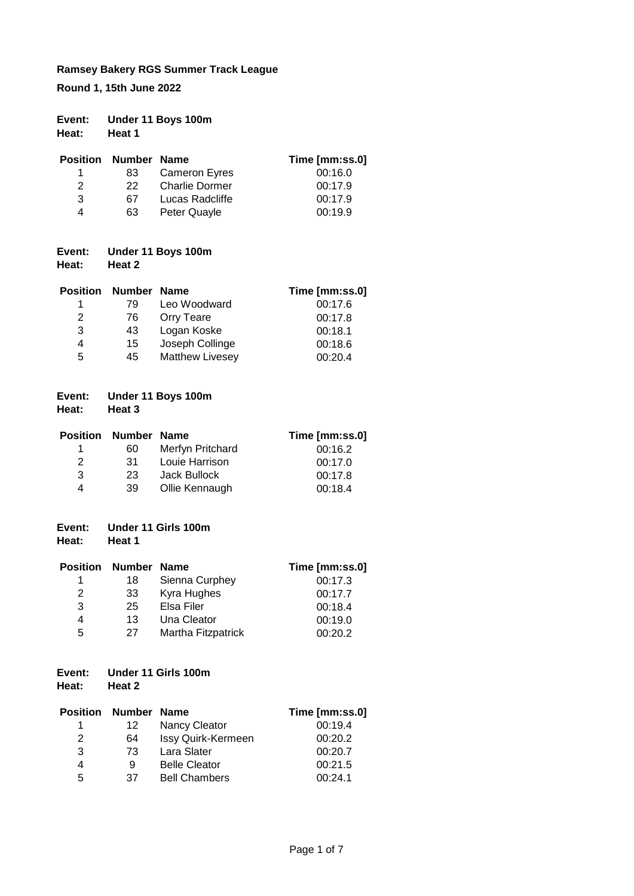**Ramsey Bakery RGS Summer Track League**

**Round 1, 15th June 2022**

**Event: Under 11 Boys 100m**
**Heat: Heat 1**

| Position | Number | Name | Time [mm:ss.0] |
|---|---|---|---|
| 1 | 83 | Cameron Eyres | 00:16.0 |
| 2 | 22 | Charlie Dormer | 00:17.9 |
| 3 | 67 | Lucas Radcliffe | 00:17.9 |
| 4 | 63 | Peter Quayle | 00:19.9 |

**Event: Under 11 Boys 100m**
**Heat: Heat 2**

| Position | Number | Name | Time [mm:ss.0] |
|---|---|---|---|
| 1 | 79 | Leo Woodward | 00:17.6 |
| 2 | 76 | Orry Teare | 00:17.8 |
| 3 | 43 | Logan Koske | 00:18.1 |
| 4 | 15 | Joseph Collinge | 00:18.6 |
| 5 | 45 | Matthew Livesey | 00:20.4 |

**Event: Under 11 Boys 100m**
**Heat: Heat 3**

| Position | Number | Name | Time [mm:ss.0] |
|---|---|---|---|
| 1 | 60 | Merfyn Pritchard | 00:16.2 |
| 2 | 31 | Louie Harrison | 00:17.0 |
| 3 | 23 | Jack Bullock | 00:17.8 |
| 4 | 39 | Ollie Kennaugh | 00:18.4 |

**Event: Under 11 Girls 100m**
**Heat: Heat 1**

| Position | Number | Name | Time [mm:ss.0] |
|---|---|---|---|
| 1 | 18 | Sienna Curphey | 00:17.3 |
| 2 | 33 | Kyra Hughes | 00:17.7 |
| 3 | 25 | Elsa Filer | 00:18.4 |
| 4 | 13 | Una Cleator | 00:19.0 |
| 5 | 27 | Martha Fitzpatrick | 00:20.2 |

**Event: Under 11 Girls 100m**
**Heat: Heat 2**

| Position | Number | Name | Time [mm:ss.0] |
|---|---|---|---|
| 1 | 12 | Nancy Cleator | 00:19.4 |
| 2 | 64 | Issy Quirk-Kermeen | 00:20.2 |
| 3 | 73 | Lara Slater | 00:20.7 |
| 4 | 9 | Belle Cleator | 00:21.5 |
| 5 | 37 | Bell Chambers | 00:24.1 |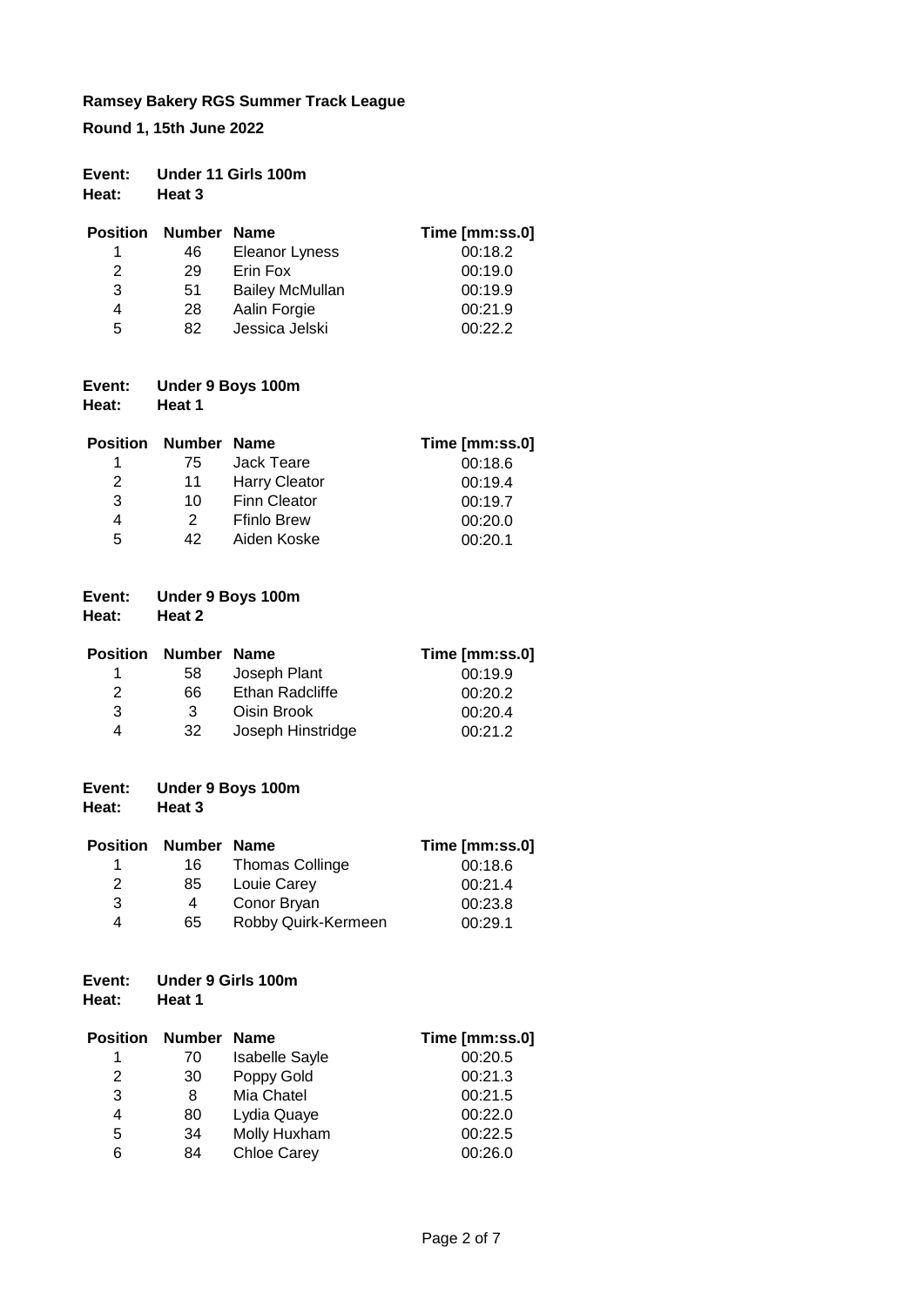**Ramsey Bakery RGS Summer Track League**

**Round 1, 15th June 2022**

**Event:** **Under 11 Girls 100m**
**Heat:** **Heat 3**

| Position | Number | Name | Time [mm:ss.0] |
|---|---|---|---|
| 1 | 46 | Eleanor Lyness | 00:18.2 |
| 2 | 29 | Erin Fox | 00:19.0 |
| 3 | 51 | Bailey McMullan | 00:19.9 |
| 4 | 28 | Aalin Forgie | 00:21.9 |
| 5 | 82 | Jessica Jelski | 00:22.2 |

**Event:** **Under 9 Boys 100m**
**Heat:** **Heat 1**

| Position | Number | Name | Time [mm:ss.0] |
|---|---|---|---|
| 1 | 75 | Jack Teare | 00:18.6 |
| 2 | 11 | Harry Cleator | 00:19.4 |
| 3 | 10 | Finn Cleator | 00:19.7 |
| 4 | 2 | Ffinlo Brew | 00:20.0 |
| 5 | 42 | Aiden Koske | 00:20.1 |

**Event:** **Under 9 Boys 100m**
**Heat:** **Heat 2**

| Position | Number | Name | Time [mm:ss.0] |
|---|---|---|---|
| 1 | 58 | Joseph Plant | 00:19.9 |
| 2 | 66 | Ethan Radcliffe | 00:20.2 |
| 3 | 3 | Oisin Brook | 00:20.4 |
| 4 | 32 | Joseph Hinstridge | 00:21.2 |

**Event:** **Under 9 Boys 100m**
**Heat:** **Heat 3**

| Position | Number | Name | Time [mm:ss.0] |
|---|---|---|---|
| 1 | 16 | Thomas Collinge | 00:18.6 |
| 2 | 85 | Louie Carey | 00:21.4 |
| 3 | 4 | Conor Bryan | 00:23.8 |
| 4 | 65 | Robby Quirk-Kermeen | 00:29.1 |

**Event:** **Under 9 Girls 100m**
**Heat:** **Heat 1**

| Position | Number | Name | Time [mm:ss.0] |
|---|---|---|---|
| 1 | 70 | Isabelle Sayle | 00:20.5 |
| 2 | 30 | Poppy Gold | 00:21.3 |
| 3 | 8 | Mia Chatel | 00:21.5 |
| 4 | 80 | Lydia Quaye | 00:22.0 |
| 5 | 34 | Molly Huxham | 00:22.5 |
| 6 | 84 | Chloe Carey | 00:26.0 |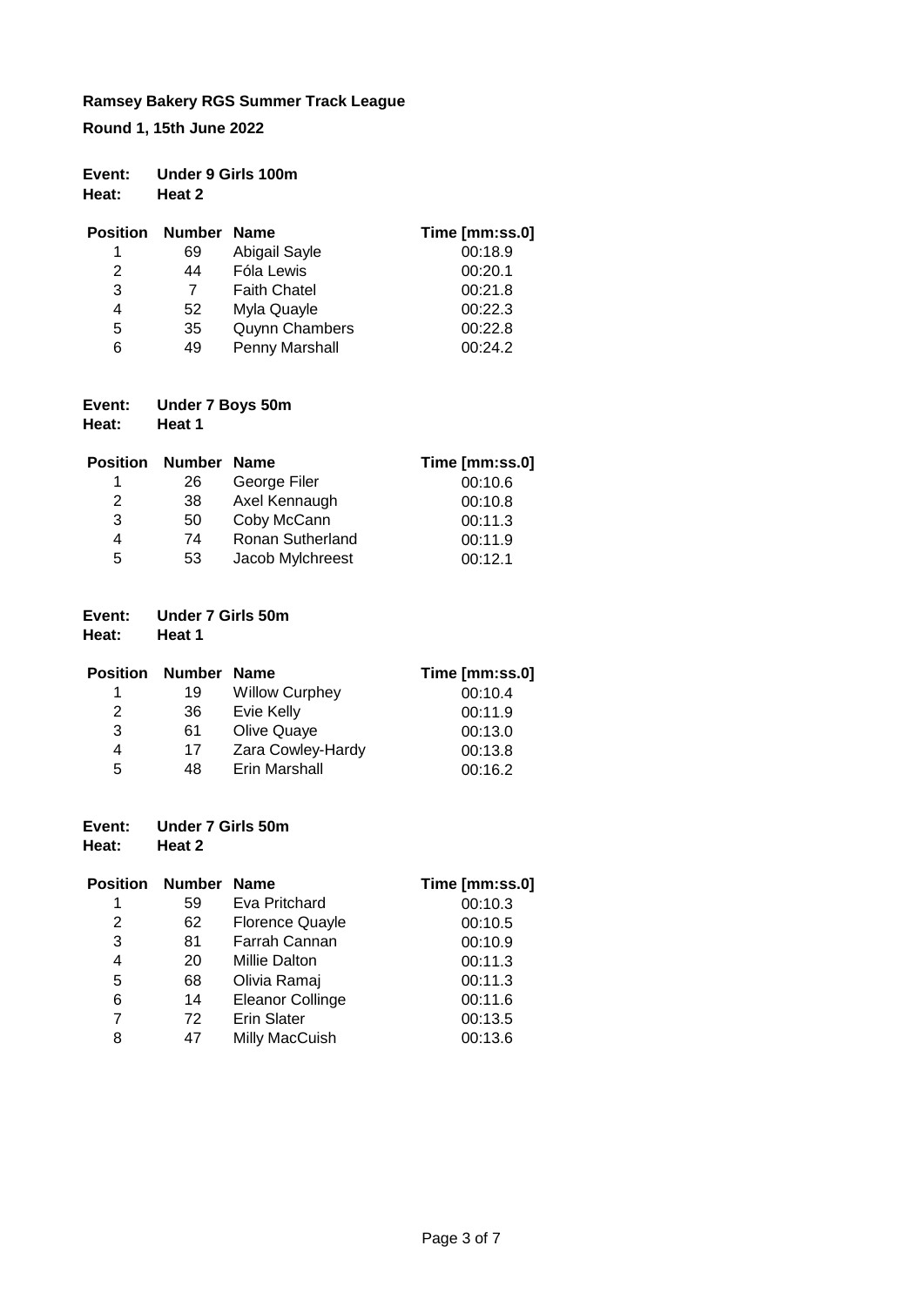**Ramsey Bakery RGS Summer Track League**

**Round 1, 15th June 2022**

**Event:** **Under 9 Girls 100m**
**Heat:** **Heat 2**

| Position | Number | Name | Time [mm:ss.0] |
|---|---|---|---|
| 1 | 69 | Abigail Sayle | 00:18.9 |
| 2 | 44 | Fóla Lewis | 00:20.1 |
| 3 | 7 | Faith Chatel | 00:21.8 |
| 4 | 52 | Myla Quayle | 00:22.3 |
| 5 | 35 | Quynn Chambers | 00:22.8 |
| 6 | 49 | Penny Marshall | 00:24.2 |

**Event:** **Under 7 Boys 50m**
**Heat:** **Heat 1**

| Position | Number | Name | Time [mm:ss.0] |
|---|---|---|---|
| 1 | 26 | George Filer | 00:10.6 |
| 2 | 38 | Axel Kennaugh | 00:10.8 |
| 3 | 50 | Coby McCann | 00:11.3 |
| 4 | 74 | Ronan Sutherland | 00:11.9 |
| 5 | 53 | Jacob Mylchreest | 00:12.1 |

**Event:** **Under 7 Girls 50m**
**Heat:** **Heat 1**

| Position | Number | Name | Time [mm:ss.0] |
|---|---|---|---|
| 1 | 19 | Willow Curphey | 00:10.4 |
| 2 | 36 | Evie Kelly | 00:11.9 |
| 3 | 61 | Olive Quaye | 00:13.0 |
| 4 | 17 | Zara Cowley-Hardy | 00:13.8 |
| 5 | 48 | Erin Marshall | 00:16.2 |

**Event:** **Under 7 Girls 50m**
**Heat:** **Heat 2**

| Position | Number | Name | Time [mm:ss.0] |
|---|---|---|---|
| 1 | 59 | Eva Pritchard | 00:10.3 |
| 2 | 62 | Florence Quayle | 00:10.5 |
| 3 | 81 | Farrah Cannan | 00:10.9 |
| 4 | 20 | Millie Dalton | 00:11.3 |
| 5 | 68 | Olivia Ramaj | 00:11.3 |
| 6 | 14 | Eleanor Collinge | 00:11.6 |
| 7 | 72 | Erin Slater | 00:13.5 |
| 8 | 47 | Milly MacCuish | 00:13.6 |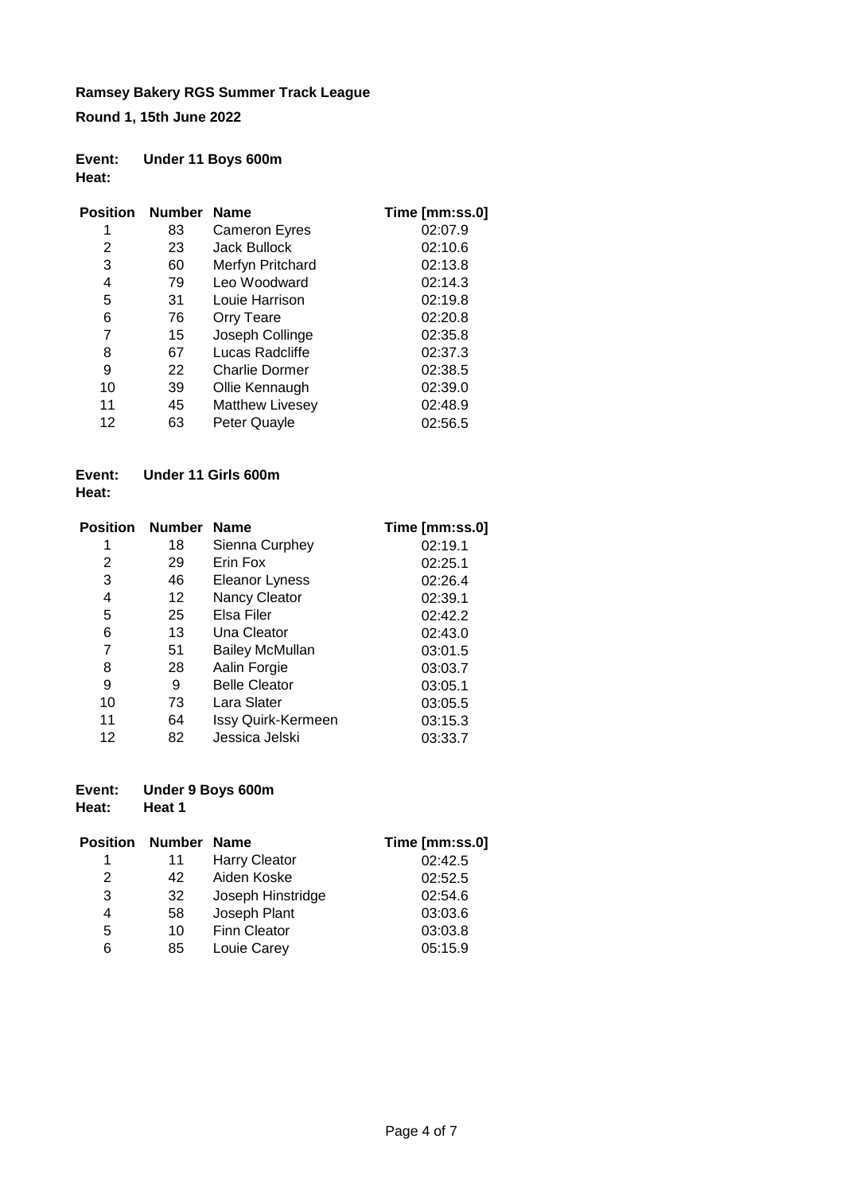**Ramsey Bakery RGS Summer Track League**

**Round 1, 15th June 2022**

**Event:** **Under 11 Boys 600m**
**Heat:**

| Position | Number | Name | Time [mm:ss.0] |
|---|---|---|---|
| 1 | 83 | Cameron Eyres | 02:07.9 |
| 2 | 23 | Jack Bullock | 02:10.6 |
| 3 | 60 | Merfyn Pritchard | 02:13.8 |
| 4 | 79 | Leo Woodward | 02:14.3 |
| 5 | 31 | Louie Harrison | 02:19.8 |
| 6 | 76 | Orry Teare | 02:20.8 |
| 7 | 15 | Joseph Collinge | 02:35.8 |
| 8 | 67 | Lucas Radcliffe | 02:37.3 |
| 9 | 22 | Charlie Dormer | 02:38.5 |
| 10 | 39 | Ollie Kennaugh | 02:39.0 |
| 11 | 45 | Matthew Livesey | 02:48.9 |
| 12 | 63 | Peter Quayle | 02:56.5 |

**Event:** **Under 11 Girls 600m**
**Heat:**

| Position | Number | Name | Time [mm:ss.0] |
|---|---|---|---|
| 1 | 18 | Sienna Curphey | 02:19.1 |
| 2 | 29 | Erin Fox | 02:25.1 |
| 3 | 46 | Eleanor Lyness | 02:26.4 |
| 4 | 12 | Nancy Cleator | 02:39.1 |
| 5 | 25 | Elsa Filer | 02:42.2 |
| 6 | 13 | Una Cleator | 02:43.0 |
| 7 | 51 | Bailey McMullan | 03:01.5 |
| 8 | 28 | Aalin Forgie | 03:03.7 |
| 9 | 9 | Belle Cleator | 03:05.1 |
| 10 | 73 | Lara Slater | 03:05.5 |
| 11 | 64 | Issy Quirk-Kermeen | 03:15.3 |
| 12 | 82 | Jessica Jelski | 03:33.7 |

**Event:** **Under 9 Boys 600m**
**Heat:** **Heat 1**

| Position | Number | Name | Time [mm:ss.0] |
|---|---|---|---|
| 1 | 11 | Harry Cleator | 02:42.5 |
| 2 | 42 | Aiden Koske | 02:52.5 |
| 3 | 32 | Joseph Hinstridge | 02:54.6 |
| 4 | 58 | Joseph Plant | 03:03.6 |
| 5 | 10 | Finn Cleator | 03:03.8 |
| 6 | 85 | Louie Carey | 05:15.9 |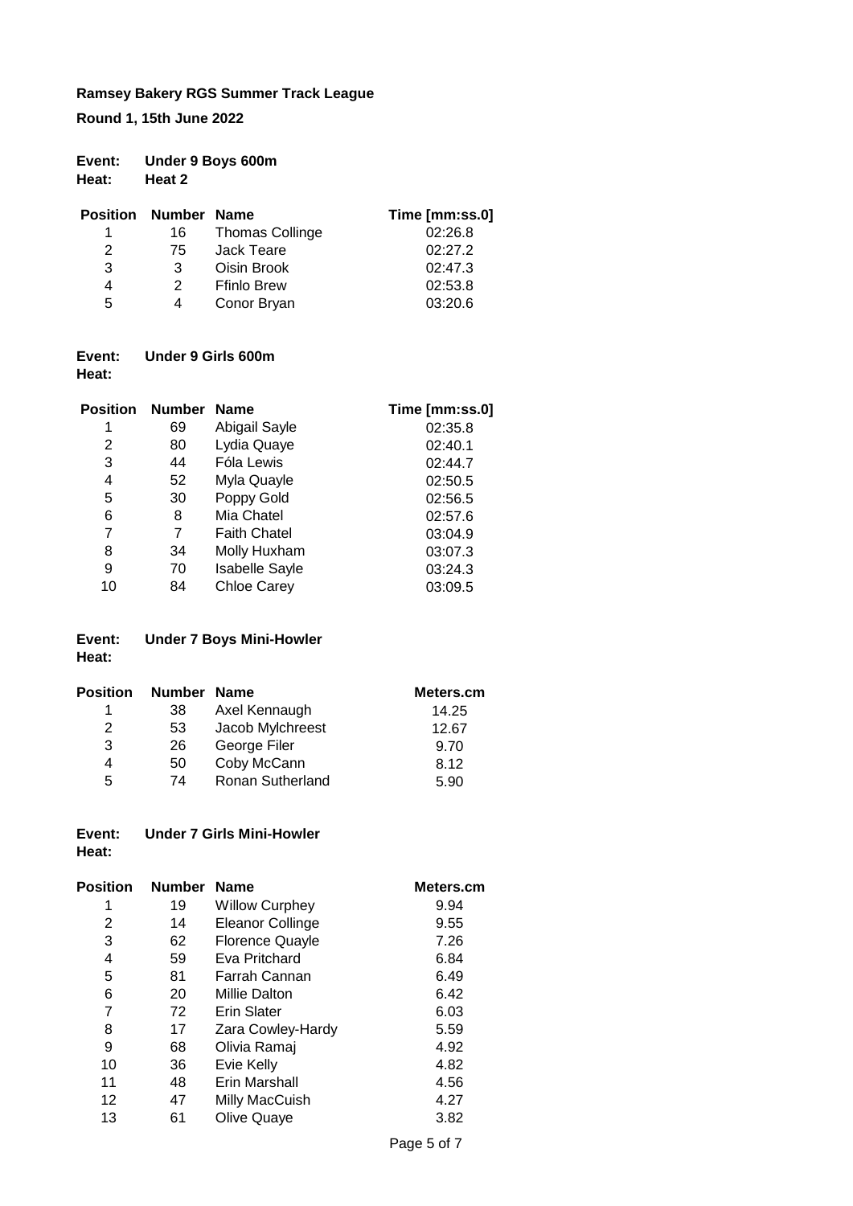**Ramsey Bakery RGS Summer Track League**

**Round 1, 15th June 2022**

**Event:** **Under 9 Boys 600m**
**Heat:** **Heat 2**

| Position | Number | Name | Time [mm:ss.0] |
|---|---|---|---|
| 1 | 16 | Thomas Collinge | 02:26.8 |
| 2 | 75 | Jack Teare | 02:27.2 |
| 3 | 3 | Oisin Brook | 02:47.3 |
| 4 | 2 | Ffinlo Brew | 02:53.8 |
| 5 | 4 | Conor Bryan | 03:20.6 |

**Event:** **Under 9 Girls 600m**
**Heat:**

| Position | Number | Name | Time [mm:ss.0] |
|---|---|---|---|
| 1 | 69 | Abigail Sayle | 02:35.8 |
| 2 | 80 | Lydia Quaye | 02:40.1 |
| 3 | 44 | Fóla Lewis | 02:44.7 |
| 4 | 52 | Myla Quayle | 02:50.5 |
| 5 | 30 | Poppy Gold | 02:56.5 |
| 6 | 8 | Mia Chatel | 02:57.6 |
| 7 | 7 | Faith Chatel | 03:04.9 |
| 8 | 34 | Molly Huxham | 03:07.3 |
| 9 | 70 | Isabelle Sayle | 03:24.3 |
| 10 | 84 | Chloe Carey | 03:09.5 |

**Event:** **Under 7 Boys Mini-Howler**
**Heat:**

| Position | Number | Name | Meters.cm |
|---|---|---|---|
| 1 | 38 | Axel Kennaugh | 14.25 |
| 2 | 53 | Jacob Mylchreest | 12.67 |
| 3 | 26 | George Filer | 9.70 |
| 4 | 50 | Coby McCann | 8.12 |
| 5 | 74 | Ronan Sutherland | 5.90 |

**Event:** **Under 7 Girls Mini-Howler**
**Heat:**

| Position | Number | Name | Meters.cm |
|---|---|---|---|
| 1 | 19 | Willow Curphey | 9.94 |
| 2 | 14 | Eleanor Collinge | 9.55 |
| 3 | 62 | Florence Quayle | 7.26 |
| 4 | 59 | Eva Pritchard | 6.84 |
| 5 | 81 | Farrah Cannan | 6.49 |
| 6 | 20 | Millie Dalton | 6.42 |
| 7 | 72 | Erin Slater | 6.03 |
| 8 | 17 | Zara Cowley-Hardy | 5.59 |
| 9 | 68 | Olivia Ramaj | 4.92 |
| 10 | 36 | Evie Kelly | 4.82 |
| 11 | 48 | Erin Marshall | 4.56 |
| 12 | 47 | Milly MacCuish | 4.27 |
| 13 | 61 | Olive Quaye | 3.82 |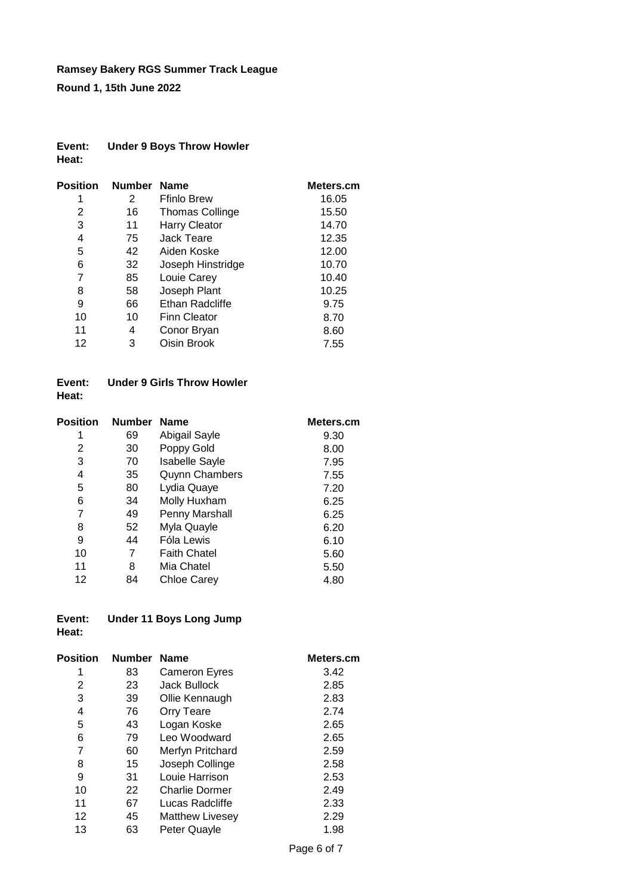**Ramsey Bakery RGS Summer Track League**

**Round 1, 15th June 2022**

**Event:** **Under 9 Boys Throw Howler**
**Heat:**

| Position | Number | Name | Meters.cm |
|---|---|---|---|
| 1 | 2 | Ffinlo Brew | 16.05 |
| 2 | 16 | Thomas Collinge | 15.50 |
| 3 | 11 | Harry Cleator | 14.70 |
| 4 | 75 | Jack Teare | 12.35 |
| 5 | 42 | Aiden Koske | 12.00 |
| 6 | 32 | Joseph Hinstridge | 10.70 |
| 7 | 85 | Louie Carey | 10.40 |
| 8 | 58 | Joseph Plant | 10.25 |
| 9 | 66 | Ethan Radcliffe | 9.75 |
| 10 | 10 | Finn Cleator | 8.70 |
| 11 | 4 | Conor Bryan | 8.60 |
| 12 | 3 | Oisin Brook | 7.55 |

**Event:** **Under 9 Girls Throw Howler**
**Heat:**

| Position | Number | Name | Meters.cm |
|---|---|---|---|
| 1 | 69 | Abigail Sayle | 9.30 |
| 2 | 30 | Poppy Gold | 8.00 |
| 3 | 70 | Isabelle Sayle | 7.95 |
| 4 | 35 | Quynn Chambers | 7.55 |
| 5 | 80 | Lydia Quaye | 7.20 |
| 6 | 34 | Molly Huxham | 6.25 |
| 7 | 49 | Penny Marshall | 6.25 |
| 8 | 52 | Myla Quayle | 6.20 |
| 9 | 44 | Fóla Lewis | 6.10 |
| 10 | 7 | Faith Chatel | 5.60 |
| 11 | 8 | Mia Chatel | 5.50 |
| 12 | 84 | Chloe Carey | 4.80 |

**Event:** **Under 11 Boys Long Jump**
**Heat:**

| Position | Number | Name | Meters.cm |
|---|---|---|---|
| 1 | 83 | Cameron Eyres | 3.42 |
| 2 | 23 | Jack Bullock | 2.85 |
| 3 | 39 | Ollie Kennaugh | 2.83 |
| 4 | 76 | Orry Teare | 2.74 |
| 5 | 43 | Logan Koske | 2.65 |
| 6 | 79 | Leo Woodward | 2.65 |
| 7 | 60 | Merfyn Pritchard | 2.59 |
| 8 | 15 | Joseph Collinge | 2.58 |
| 9 | 31 | Louie Harrison | 2.53 |
| 10 | 22 | Charlie Dormer | 2.49 |
| 11 | 67 | Lucas Radcliffe | 2.33 |
| 12 | 45 | Matthew Livesey | 2.29 |
| 13 | 63 | Peter Quayle | 1.98 |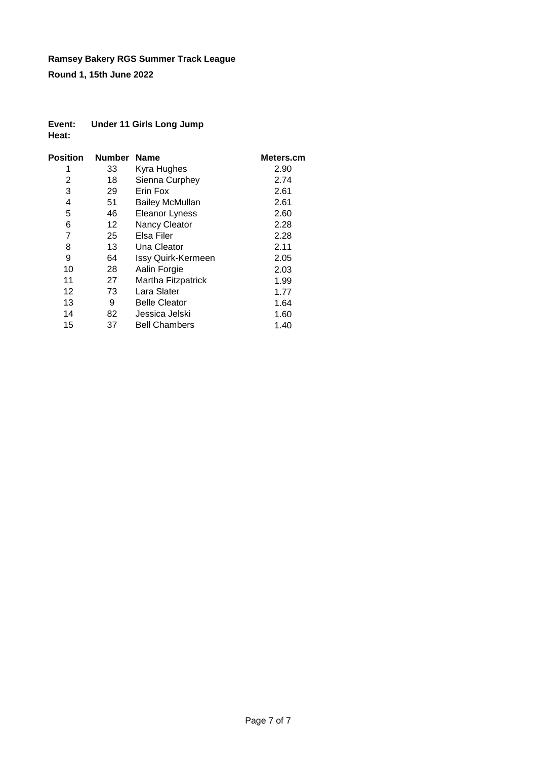**Ramsey Bakery RGS Summer Track League**

**Round 1, 15th June 2022**

**Event:** **Under 11 Girls Long Jump**
**Heat:**

| Position | Number | Name | Meters.cm |
|---|---|---|---|
| 1 | 33 | Kyra Hughes | 2.90 |
| 2 | 18 | Sienna Curphey | 2.74 |
| 3 | 29 | Erin Fox | 2.61 |
| 4 | 51 | Bailey McMullan | 2.61 |
| 5 | 46 | Eleanor Lyness | 2.60 |
| 6 | 12 | Nancy Cleator | 2.28 |
| 7 | 25 | Elsa Filer | 2.28 |
| 8 | 13 | Una Cleator | 2.11 |
| 9 | 64 | Issy Quirk-Kermeen | 2.05 |
| 10 | 28 | Aalin Forgie | 2.03 |
| 11 | 27 | Martha Fitzpatrick | 1.99 |
| 12 | 73 | Lara Slater | 1.77 |
| 13 | 9 | Belle Cleator | 1.64 |
| 14 | 82 | Jessica Jelski | 1.60 |
| 15 | 37 | Bell Chambers | 1.40 |